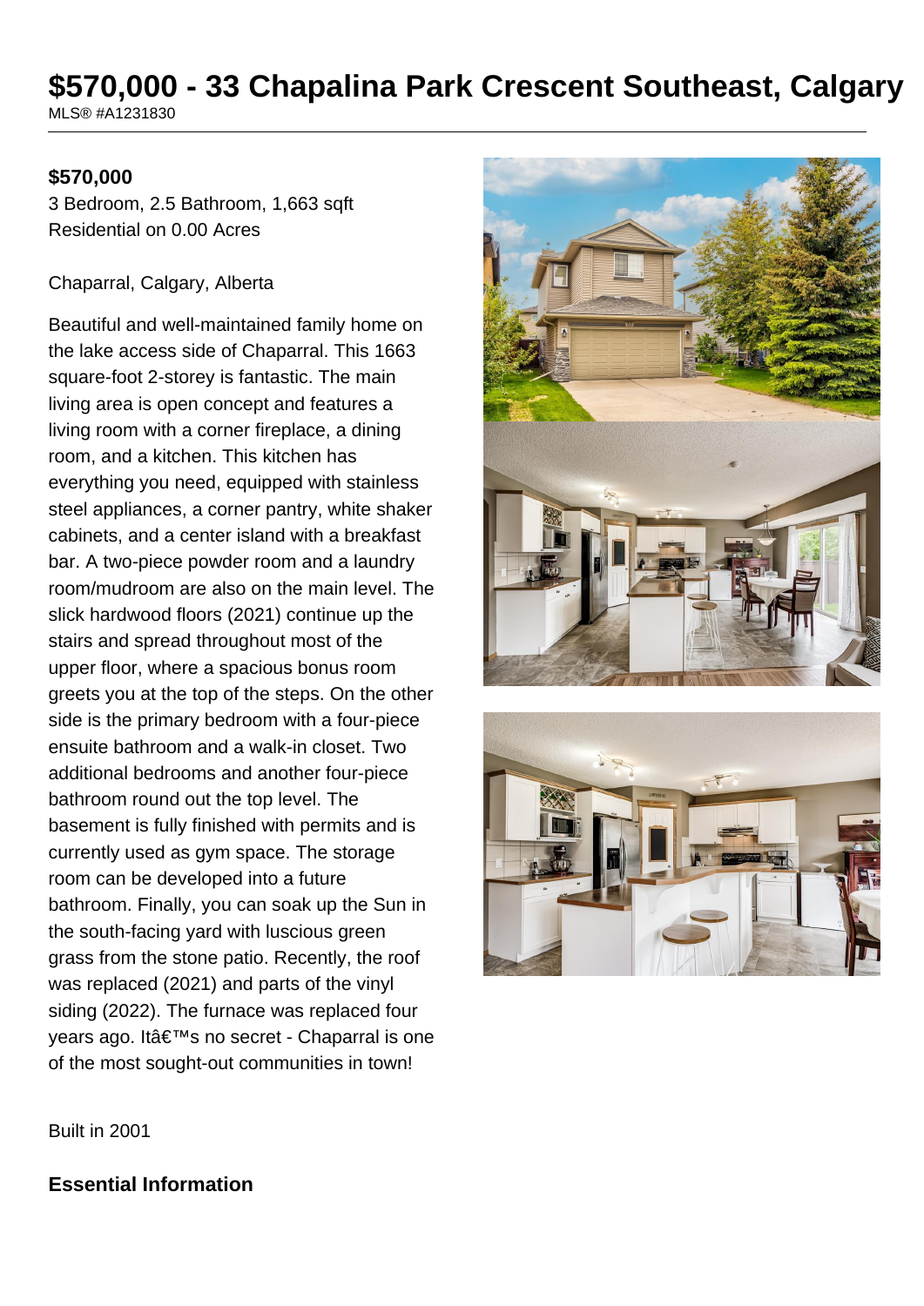# $570,000 - 33 Chapalina Park Crescent Southeast, Calgary

MLS® #A1231830

**$570,000**

3 Bedroom, 2.5 Bathroom, 1,663 sqft
Residential on 0.00 Acres

Chaparral, Calgary, Alberta

Beautiful and well-maintained family home on the lake access side of Chaparral. This 1663 square-foot 2-storey is fantastic. The main living area is open concept and features a living room with a corner fireplace, a dining room, and a kitchen. This kitchen has everything you need, equipped with stainless steel appliances, a corner pantry, white shaker cabinets, and a center island with a breakfast bar. A two-piece powder room and a laundry room/mudroom are also on the main level. The slick hardwood floors (2021) continue up the stairs and spread throughout most of the upper floor, where a spacious bonus room greets you at the top of the steps. On the other side is the primary bedroom with a four-piece ensuite bathroom and a walk-in closet. Two additional bedrooms and another four-piece bathroom round out the top level. The basement is fully finished with permits and is currently used as gym space. The storage room can be developed into a future bathroom. Finally, you can soak up the Sun in the south-facing yard with luscious green grass from the stone patio. Recently, the roof was replaced (2021) and parts of the vinyl siding (2022). The furnace was replaced four years ago. Itâ€™s no secret - Chaparral is one of the most sought-out communities in town!

Built in 2001

## Essential Information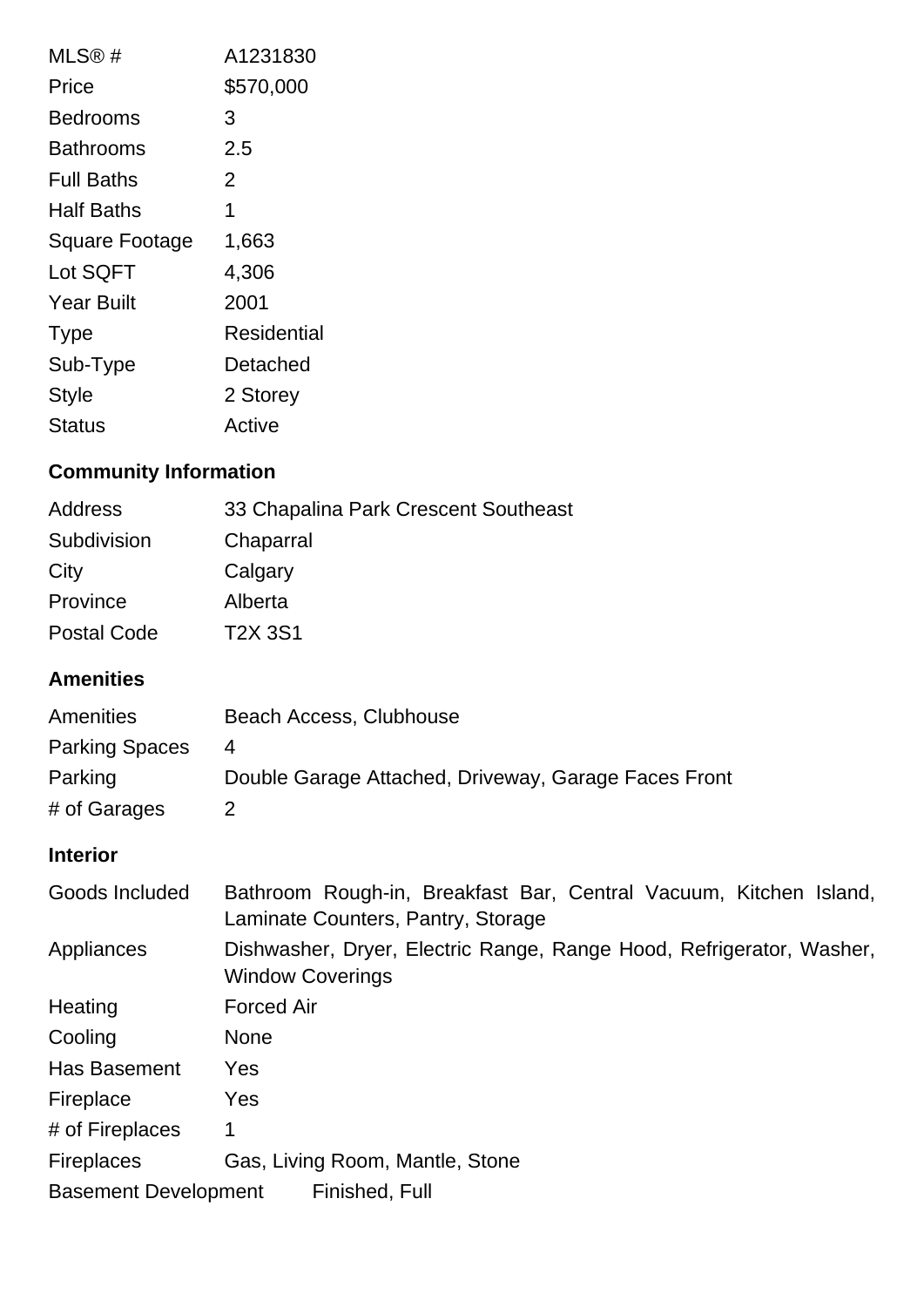| | |
|---|---|
| MLS® # | A1231830 |
| Price | $570,000 |
| Bedrooms | 3 |
| Bathrooms | 2.5 |
| Full Baths | 2 |
| Half Baths | 1 |
| Square Footage | 1,663 |
| Lot SQFT | 4,306 |
| Year Built | 2001 |
| Type | Residential |
| Sub-Type | Detached |
| Style | 2 Storey |
| Status | Active |

## Community Information

| | |
|---|---|
| Address | 33 Chapalina Park Crescent Southeast |
| Subdivision | Chaparral |
| City | Calgary |
| Province | Alberta |
| Postal Code | T2X 3S1 |

## Amenities

| | |
|---|---|
| Amenities | Beach Access, Clubhouse |
| Parking Spaces | 4 |
| Parking | Double Garage Attached, Driveway, Garage Faces Front |
| # of Garages | 2 |

## Interior

| | |
|---|---|
| Goods Included | Bathroom Rough-in, Breakfast Bar, Central Vacuum, Kitchen Island, Laminate Counters, Pantry, Storage |
| Appliances | Dishwasher, Dryer, Electric Range, Range Hood, Refrigerator, Washer, Window Coverings |
| Heating | Forced Air |
| Cooling | None |
| Has Basement | Yes |
| Fireplace | Yes |
| # of Fireplaces | 1 |
| Fireplaces | Gas, Living Room, Mantle, Stone |
| Basement Development | Finished, Full |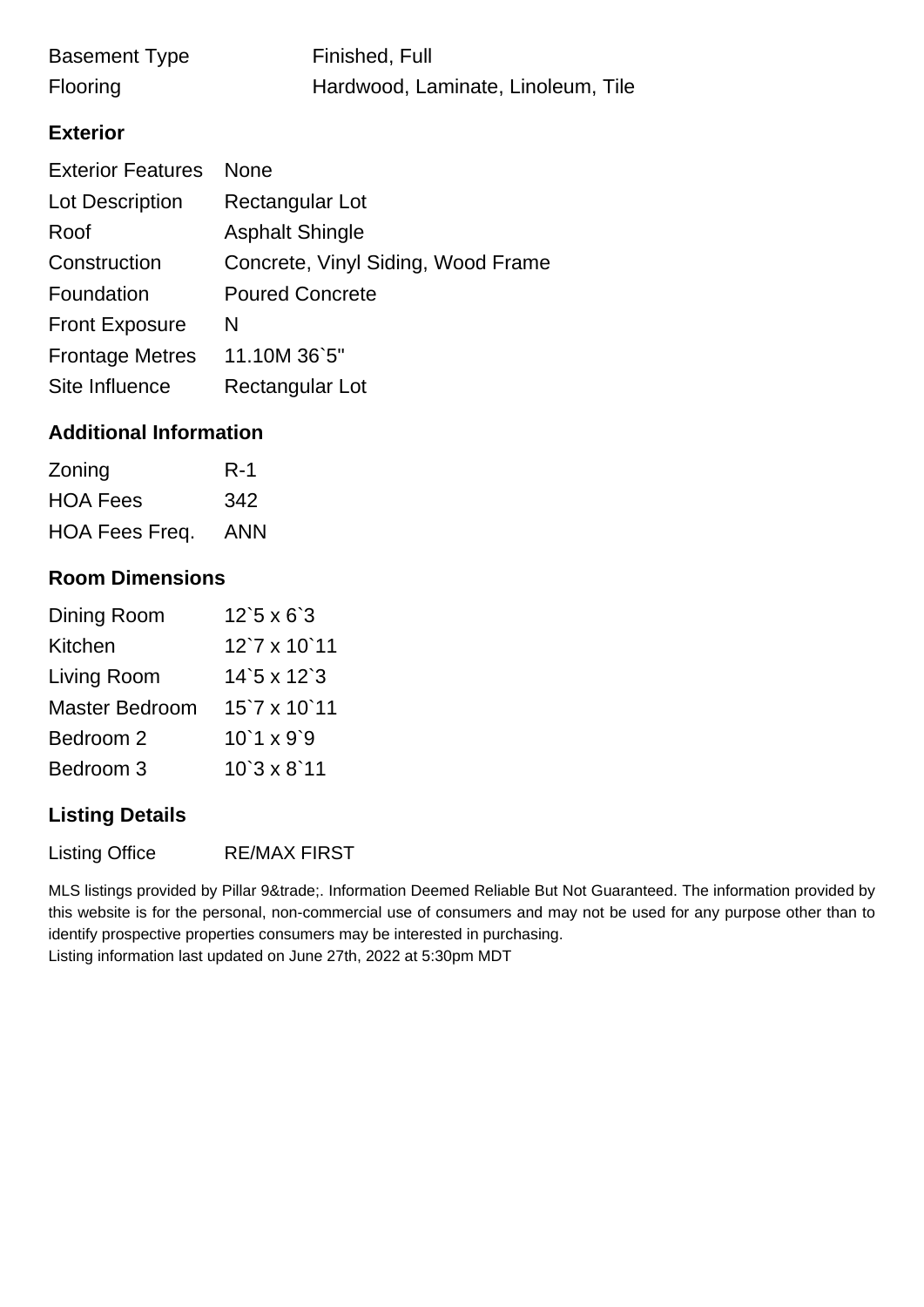| | |
|---|---|
| Basement Type | Finished, Full |
| Flooring | Hardwood, Laminate, Linoleum, Tile |

### Exterior

| | |
|---|---|
| Exterior Features | None |
| Lot Description | Rectangular Lot |
| Roof | Asphalt Shingle |
| Construction | Concrete, Vinyl Siding, Wood Frame |
| Foundation | Poured Concrete |
| Front Exposure | N |
| Frontage Metres | 11.10M 36`5" |
| Site Influence | Rectangular Lot |

### Additional Information

| | |
|---|---|
| Zoning | R-1 |
| HOA Fees | 342 |
| HOA Fees Freq. | ANN |

### Room Dimensions

| | |
|---|---|
| Dining Room | 12`5 x 6`3 |
| Kitchen | 12`7 x 10`11 |
| Living Room | 14`5 x 12`3 |
| Master Bedroom | 15`7 x 10`11 |
| Bedroom 2 | 10`1 x 9`9 |
| Bedroom 3 | 10`3 x 8`11 |

### Listing Details

| | |
|---|---|
| Listing Office | RE/MAX FIRST |

MLS listings provided by Pillar 9&trade;. Information Deemed Reliable But Not Guaranteed. The information provided by this website is for the personal, non-commercial use of consumers and may not be used for any purpose other than to identify prospective properties consumers may be interested in purchasing.
Listing information last updated on June 27th, 2022 at 5:30pm MDT